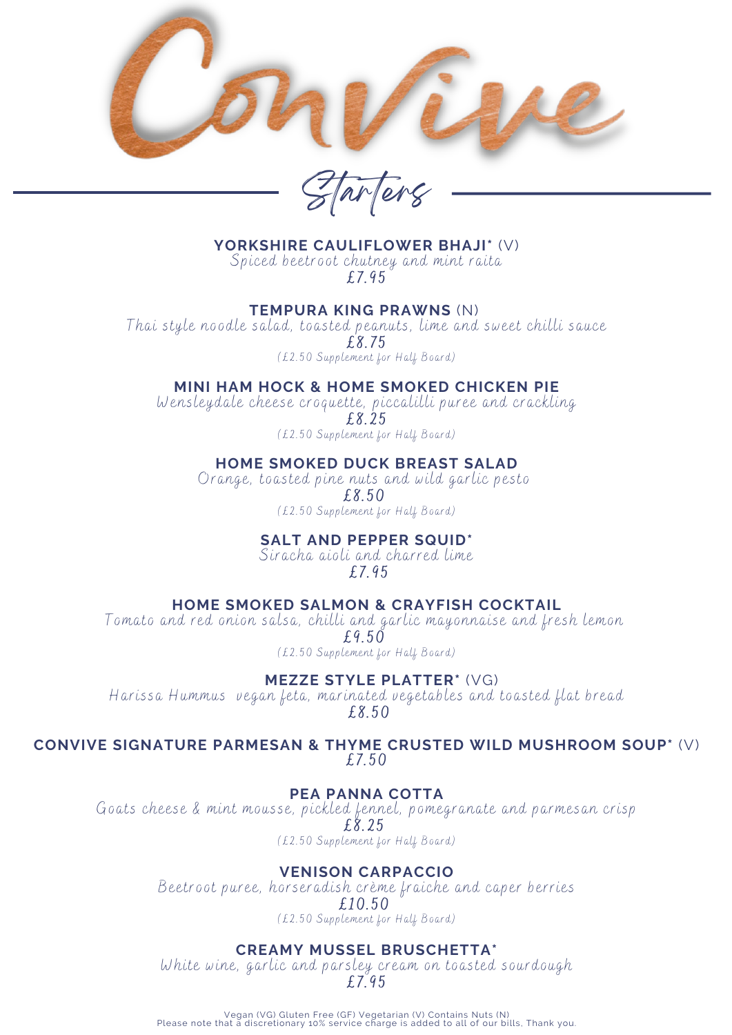# Convive

## Starters

**YORKSHIRE CAULIFLOWER BHAJI*** (V)
*Spiced beetroot chutney and mint raita*
£7.95

**TEMPURA KING PRAWNS** (N)
*Thai style noodle salad, toasted peanuts, lime and sweet chilli sauce*
£8.75
*(£2.50 Supplement for Half Board)*

**MINI HAM HOCK & HOME SMOKED CHICKEN PIE**
*Wensleydale cheese croquette, piccalilli puree and crackling*
£8.25
*(£2.50 Supplement for Half Board)*

**HOME SMOKED DUCK BREAST SALAD**
*Orange, toasted pine nuts and wild garlic pesto*
£8.50
*(£2.50 Supplement for Half Board)*

**SALT AND PEPPER SQUID***
*Siracha aioli and charred lime*
£7.95

**HOME SMOKED SALMON & CRAYFISH COCKTAIL**
*Tomato and red onion salsa, chilli and garlic mayonnaise and fresh lemon*
£9.50
*(£2.50 Supplement for Half Board)*

**MEZZE STYLE PLATTER*** (VG)
*Harissa Hummus vegan feta, marinated vegetables and toasted flat bread*
£8.50

**CONVIVE SIGNATURE PARMESAN & THYME CRUSTED WILD MUSHROOM SOUP*** (V)
£7.50

**PEA PANNA COTTA**
*Goats cheese & mint mousse, pickled fennel, pomegranate and parmesan crisp*
£8.25
*(£2.50 Supplement for Half Board)*

**VENISON CARPACCIO**
*Beetroot puree, horseradish crème fraiche and caper berries*
£10.50
*(£2.50 Supplement for Half Board)*

**CREAMY MUSSEL BRUSCHETTA***
*White wine, garlic and parsley cream on toasted sourdough*
£7.95

Vegan (VG) Gluten Free (GF) Vegetarian (V) Contains Nuts (N)
Please note that a discretionary 10% service charge is added to all of our bills. Thank you.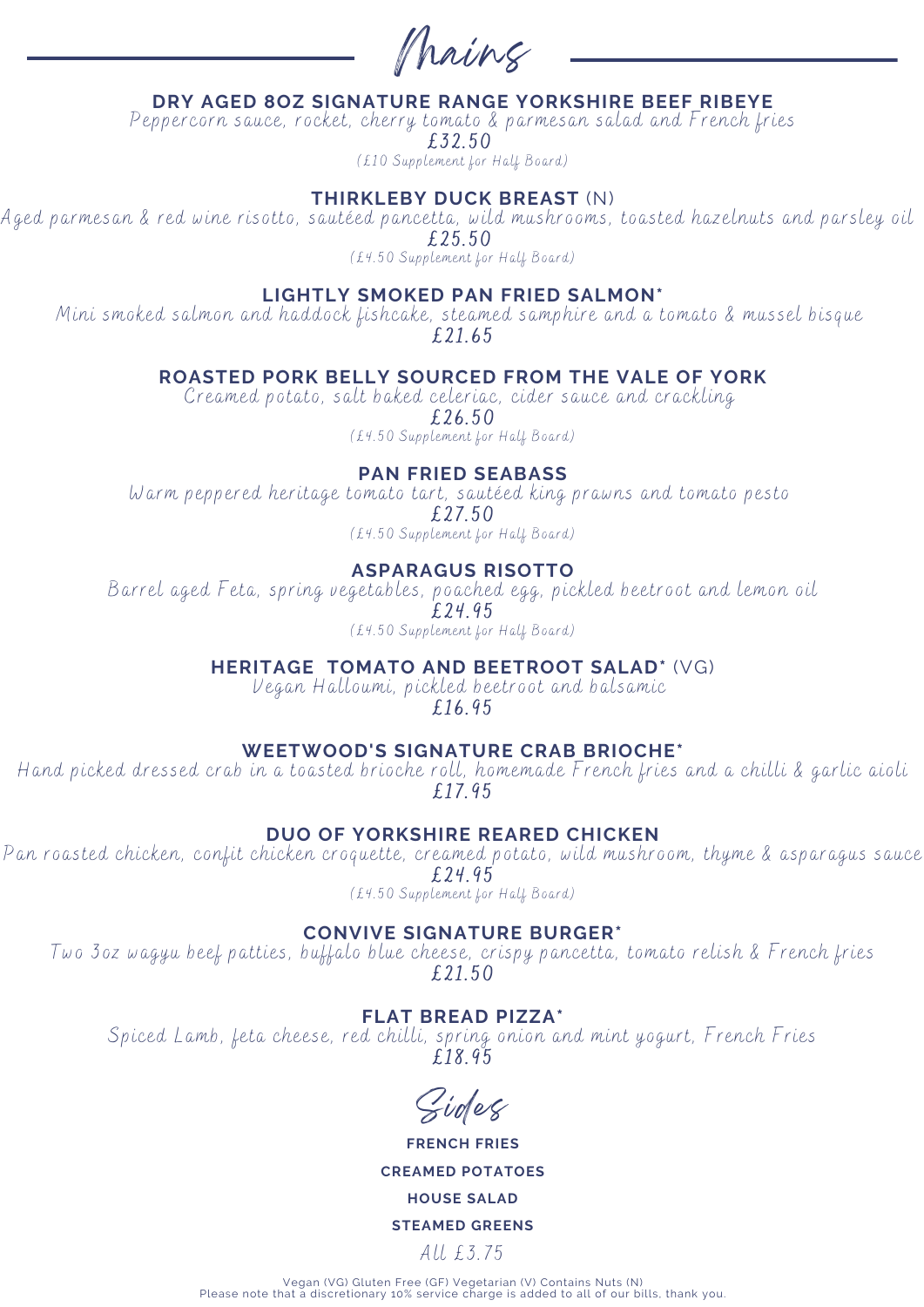# Mains

**DRY AGED 8OZ SIGNATURE RANGE YORKSHIRE BEEF RIBEYE**
*Peppercorn sauce, rocket, cherry tomato & parmesan salad and French fries*
£32.50
*(£10 Supplement for Half Board)*

**THIRKLEBY DUCK BREAST** (N)
*Aged parmesan & red wine risotto, sautéed pancetta, wild mushrooms, toasted hazelnuts and parsley oil*
£25.50
*(£4.50 Supplement for Half Board)*

**LIGHTLY SMOKED PAN FRIED SALMON***
*Mini smoked salmon and haddock fishcake, steamed samphire and a tomato & mussel bisque*
£21.65

**ROASTED PORK BELLY SOURCED FROM THE VALE OF YORK**
*Creamed potato, salt baked celeriac, cider sauce and crackling*
£26.50
*(£4.50 Supplement for Half Board)*

**PAN FRIED SEABASS**
*Warm peppered heritage tomato tart, sautéed king prawns and tomato pesto*
£27.50
*(£4.50 Supplement for Half Board)*

**ASPARAGUS RISOTTO**
*Barrel aged Feta, spring vegetables, poached egg, pickled beetroot and lemon oil*
£24.95
*(£4.50 Supplement for Half Board)*

**HERITAGE TOMATO AND BEETROOT SALAD*** (VG)
*Vegan Halloumi, pickled beetroot and balsamic*
£16.95

**WEETWOOD'S SIGNATURE CRAB BRIOCHE***
*Hand picked dressed crab in a toasted brioche roll, homemade French fries and a chilli & garlic aioli*
£17.95

**DUO OF YORKSHIRE REARED CHICKEN**
*Pan roasted chicken, confit chicken croquette, creamed potato, wild mushroom, thyme & asparagus sauce*
£24.95
*(£4.50 Supplement for Half Board)*

**CONVIVE SIGNATURE BURGER***
*Two 3oz wagyu beef patties, buffalo blue cheese, crispy pancetta, tomato relish & French fries*
£21.50

**FLAT BREAD PIZZA***
*Spiced Lamb, feta cheese, red chilli, spring onion and mint yogurt, French Fries*
£18.95

# Sides

**FRENCH FRIES**

**CREAMED POTATOES**

**HOUSE SALAD**

**STEAMED GREENS**

*All £3.75*

Vegan (VG) Gluten Free (GF) Vegetarian (V) Contains Nuts (N)
Please note that a discretionary 10% service charge is added to all of our bills, thank you.